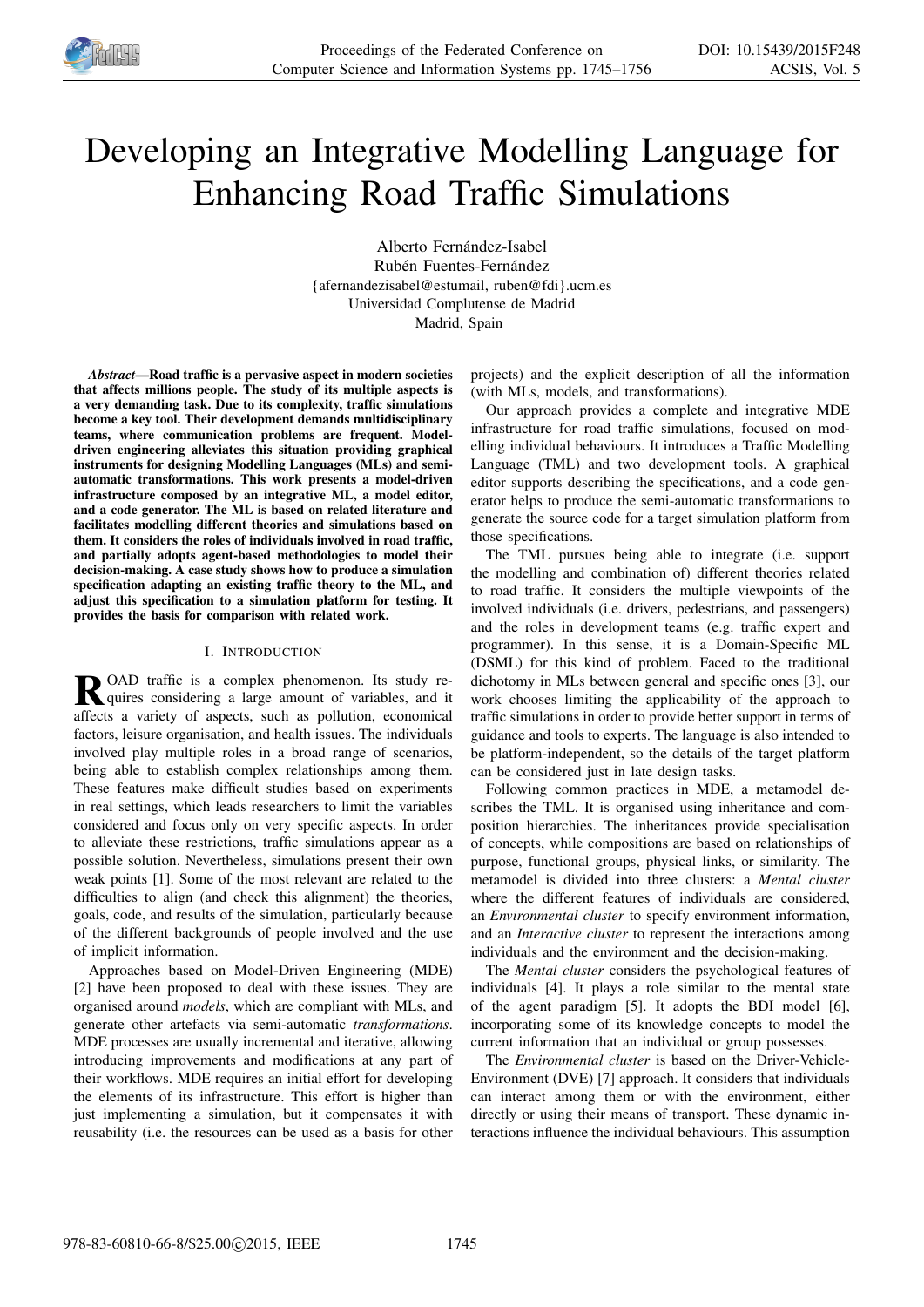# Developing an Integrative Modelling Language for Enhancing Road Traffic Simulations

Alberto Fernández-Isabel
Rubén Fuentes-Fernández
{afernandezisabel@estumail, ruben@fdi}.ucm.es
Universidad Complutense de Madrid
Madrid, Spain

***Abstract*—Road traffic is a pervasive aspect in modern societies that affects millions people. The study of its multiple aspects is a very demanding task. Due to its complexity, traffic simulations become a key tool. Their development demands multidisciplinary teams, where communication problems are frequent. Model-driven engineering alleviates this situation providing graphical instruments for designing Modelling Languages (MLs) and semi-automatic transformations. This work presents a model-driven infrastructure composed by an integrative ML, a model editor, and a code generator. The ML is based on related literature and facilitates modelling different theories and simulations based on them. It considers the roles of individuals involved in road traffic, and partially adopts agent-based methodologies to model their decision-making. A case study shows how to produce a simulation specification adapting an existing traffic theory to the ML, and adjust this specification to a simulation platform for testing. It provides the basis for comparison with related work.**

## I. Introduction

Road traffic is a complex phenomenon. Its study requires considering a large amount of variables, and it affects a variety of aspects, such as pollution, economical factors, leisure organisation, and health issues. The individuals involved play multiple roles in a broad range of scenarios, being able to establish complex relationships among them. These features make difficult studies based on experiments in real settings, which leads researchers to limit the variables considered and focus only on very specific aspects. In order to alleviate these restrictions, traffic simulations appear as a possible solution. Nevertheless, simulations present their own weak points [1]. Some of the most relevant are related to the difficulties to align (and check this alignment) the theories, goals, code, and results of the simulation, particularly because of the different backgrounds of people involved and the use of implicit information.

Approaches based on Model-Driven Engineering (MDE) [2] have been proposed to deal with these issues. They are organised around *models*, which are compliant with MLs, and generate other artefacts via semi-automatic *transformations*. MDE processes are usually incremental and iterative, allowing introducing improvements and modifications at any part of their workflows. MDE requires an initial effort for developing the elements of its infrastructure. This effort is higher than just implementing a simulation, but it compensates it with reusability (i.e. the resources can be used as a basis for other projects) and the explicit description of all the information (with MLs, models, and transformations).

Our approach provides a complete and integrative MDE infrastructure for road traffic simulations, focused on modelling individual behaviours. It introduces a Traffic Modelling Language (TML) and two development tools. A graphical editor supports describing the specifications, and a code generator helps to produce the semi-automatic transformations to generate the source code for a target simulation platform from those specifications.

The TML pursues being able to integrate (i.e. support the modelling and combination of) different theories related to road traffic. It considers the multiple viewpoints of the involved individuals (i.e. drivers, pedestrians, and passengers) and the roles in development teams (e.g. traffic expert and programmer). In this sense, it is a Domain-Specific ML (DSML) for this kind of problem. Faced to the traditional dichotomy in MLs between general and specific ones [3], our work chooses limiting the applicability of the approach to traffic simulations in order to provide better support in terms of guidance and tools to experts. The language is also intended to be platform-independent, so the details of the target platform can be considered just in late design tasks.

Following common practices in MDE, a metamodel describes the TML. It is organised using inheritance and composition hierarchies. The inheritances provide specialisation of concepts, while compositions are based on relationships of purpose, functional groups, physical links, or similarity. The metamodel is divided into three clusters: a *Mental cluster* where the different features of individuals are considered, an *Environmental cluster* to specify environment information, and an *Interactive cluster* to represent the interactions among individuals and the environment and the decision-making.

The *Mental cluster* considers the psychological features of individuals [4]. It plays a role similar to the mental state of the agent paradigm [5]. It adopts the BDI model [6], incorporating some of its knowledge concepts to model the current information that an individual or group possesses.

The *Environmental cluster* is based on the Driver-Vehicle-Environment (DVE) [7] approach. It considers that individuals can interact among them or with the environment, either directly or using their means of transport. These dynamic interactions influence the individual behaviours. This assumption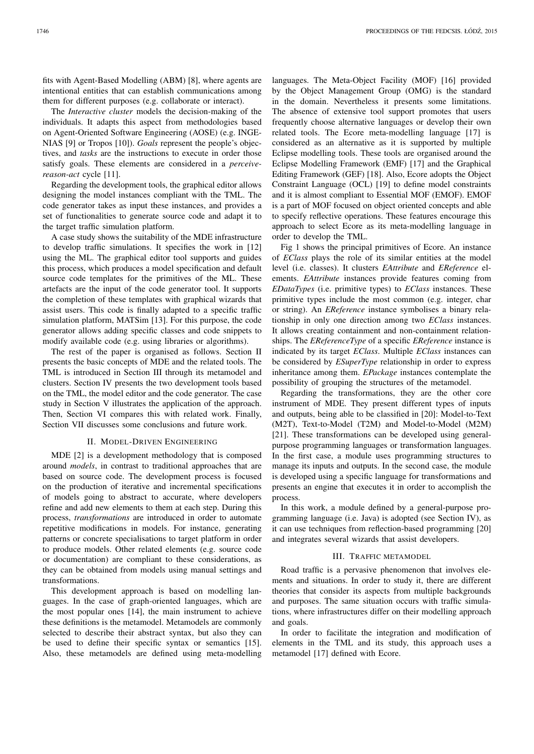fits with Agent-Based Modelling (ABM) [8], where agents are intentional entities that can establish communications among them for different purposes (e.g. collaborate or interact).

The *Interactive cluster* models the decision-making of the individuals. It adapts this aspect from methodologies based on Agent-Oriented Software Engineering (AOSE) (e.g. INGENIAS [9] or Tropos [10]). *Goals* represent the people's objectives, and *tasks* are the instructions to execute in order those satisfy goals. These elements are considered in a *perceive-reason-act* cycle [11].

Regarding the development tools, the graphical editor allows designing the model instances compliant with the TML. The code generator takes as input these instances, and provides a set of functionalities to generate source code and adapt it to the target traffic simulation platform.

A case study shows the suitability of the MDE infrastructure to develop traffic simulations. It specifies the work in [12] using the ML. The graphical editor tool supports and guides this process, which produces a model specification and default source code templates for the primitives of the ML. These artefacts are the input of the code generator tool. It supports the completion of these templates with graphical wizards that assist users. This code is finally adapted to a specific traffic simulation platform, MATSim [13]. For this purpose, the code generator allows adding specific classes and code snippets to modify available code (e.g. using libraries or algorithms).

The rest of the paper is organised as follows. Section II presents the basic concepts of MDE and the related tools. The TML is introduced in Section III through its metamodel and clusters. Section IV presents the two development tools based on the TML, the model editor and the code generator. The case study in Section V illustrates the application of the approach. Then, Section VI compares this with related work. Finally, Section VII discusses some conclusions and future work.

## II. Model-Driven Engineering

MDE [2] is a development methodology that is composed around *models*, in contrast to traditional approaches that are based on source code. The development process is focused on the production of iterative and incremental specifications of models going to abstract to accurate, where developers refine and add new elements to them at each step. During this process, *transformations* are introduced in order to automate repetitive modifications in models. For instance, generating patterns or concrete specialisations to target platform in order to produce models. Other related elements (e.g. source code or documentation) are compliant to these considerations, as they can be obtained from models using manual settings and transformations.

This development approach is based on modelling languages. In the case of graph-oriented languages, which are the most popular ones [14], the main instrument to achieve these definitions is the metamodel. Metamodels are commonly selected to describe their abstract syntax, but also they can be used to define their specific syntax or semantics [15]. Also, these metamodels are defined using meta-modelling languages. The Meta-Object Facility (MOF) [16] provided by the Object Management Group (OMG) is the standard in the domain. Nevertheless it presents some limitations. The absence of extensive tool support promotes that users frequently choose alternative languages or develop their own related tools. The Ecore meta-modelling language [17] is considered as an alternative as it is supported by multiple Eclipse modelling tools. These tools are organised around the Eclipse Modelling Framework (EMF) [17] and the Graphical Editing Framework (GEF) [18]. Also, Ecore adopts the Object Constraint Language (OCL) [19] to define model constraints and it is almost compliant to Essential MOF (EMOF). EMOF is a part of MOF focused on object oriented concepts and able to specify reflective operations. These features encourage this approach to select Ecore as its meta-modelling language in order to develop the TML.

Fig 1 shows the principal primitives of Ecore. An instance of *EClass* plays the role of its similar entities at the model level (i.e. classes). It clusters *EAttribute* and *EReference* elements. *EAttribute* instances provide features coming from *EDataTypes* (i.e. primitive types) to *EClass* instances. These primitive types include the most common (e.g. integer, char or string). An *EReference* instance symbolises a binary relationship in only one direction among two *EClass* instances. It allows creating containment and non-containment relationships. The *EReferenceType* of a specific *EReference* instance is indicated by its target *EClass*. Multiple *EClass* instances can be considered by *ESuperType* relationship in order to express inheritance among them. *EPackage* instances contemplate the possibility of grouping the structures of the metamodel.

Regarding the transformations, they are the other core instrument of MDE. They present different types of inputs and outputs, being able to be classified in [20]: Model-to-Text (M2T), Text-to-Model (T2M) and Model-to-Model (M2M) [21]. These transformations can be developed using general-purpose programming languages or transformation languages. In the first case, a module uses programming structures to manage its inputs and outputs. In the second case, the module is developed using a specific language for transformations and presents an engine that executes it in order to accomplish the process.

In this work, a module defined by a general-purpose programming language (i.e. Java) is adopted (see Section IV), as it can use techniques from reflection-based programming [20] and integrates several wizards that assist developers.

## III. Traffic metamodel

Road traffic is a pervasive phenomenon that involves elements and situations. In order to study it, there are different theories that consider its aspects from multiple backgrounds and purposes. The same situation occurs with traffic simulations, where infrastructures differ on their modelling approach and goals.

In order to facilitate the integration and modification of elements in the TML and its study, this approach uses a metamodel [17] defined with Ecore.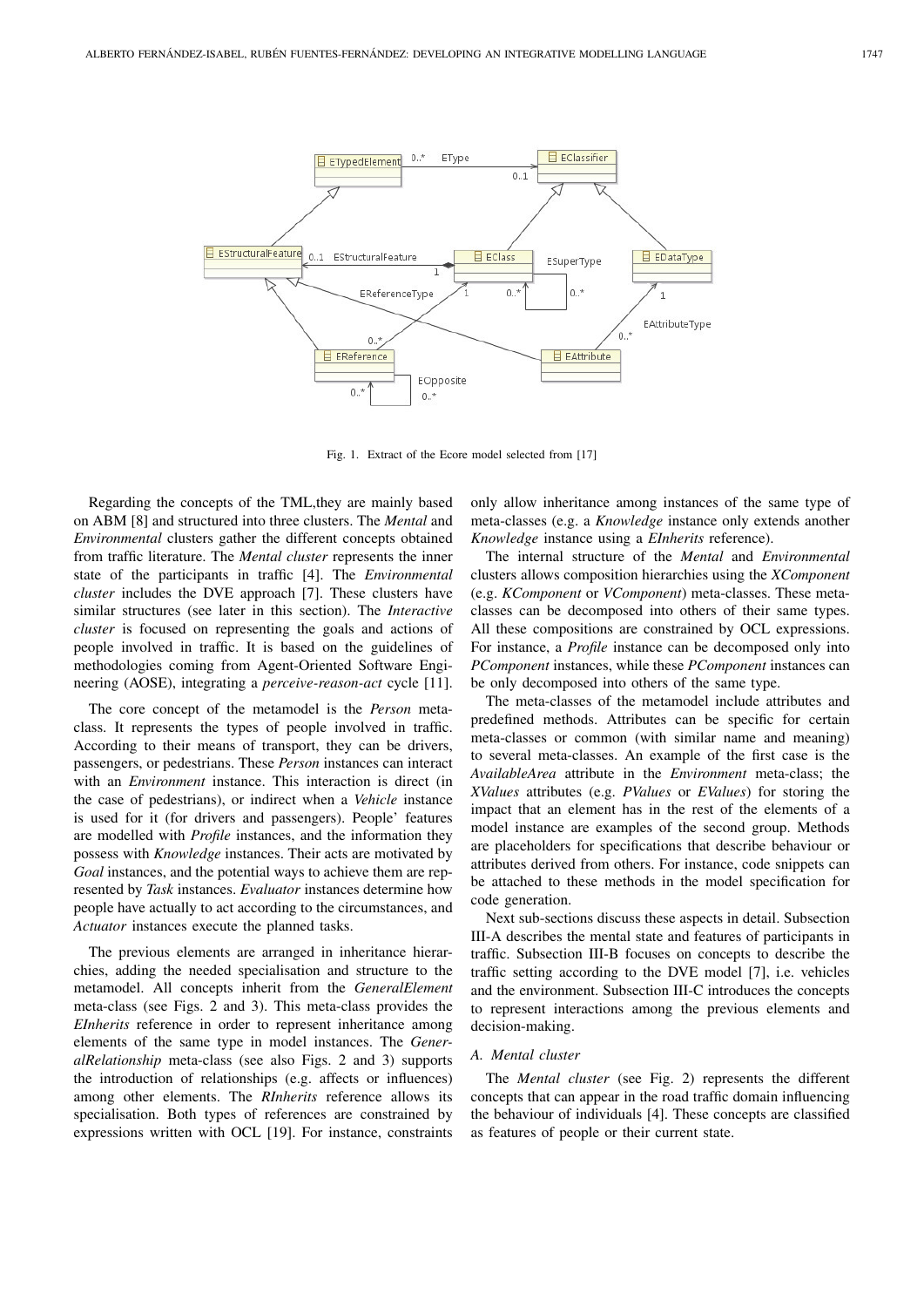Fig. 1. Extract of the Ecore model selected from [17]

Regarding the concepts of the TML,they are mainly based on ABM [8] and structured into three clusters. The *Mental* and *Environmental* clusters gather the different concepts obtained from traffic literature. The *Mental cluster* represents the inner state of the participants in traffic [4]. The *Environmental cluster* includes the DVE approach [7]. These clusters have similar structures (see later in this section). The *Interactive cluster* is focused on representing the goals and actions of people involved in traffic. It is based on the guidelines of methodologies coming from Agent-Oriented Software Engineering (AOSE), integrating a *perceive-reason-act* cycle [11].

The core concept of the metamodel is the *Person* meta-class. It represents the types of people involved in traffic. According to their means of transport, they can be drivers, passengers, or pedestrians. These *Person* instances can interact with an *Environment* instance. This interaction is direct (in the case of pedestrians), or indirect when a *Vehicle* instance is used for it (for drivers and passengers). People' features are modelled with *Profile* instances, and the information they possess with *Knowledge* instances. Their acts are motivated by *Goal* instances, and the potential ways to achieve them are represented by *Task* instances. *Evaluator* instances determine how people have actually to act according to the circumstances, and *Actuator* instances execute the planned tasks.

The previous elements are arranged in inheritance hierarchies, adding the needed specialisation and structure to the metamodel. All concepts inherit from the *GeneralElement* meta-class (see Figs. 2 and 3). This meta-class provides the *EInherits* reference in order to represent inheritance among elements of the same type in model instances. The *GeneralRelationship* meta-class (see also Figs. 2 and 3) supports the introduction of relationships (e.g. affects or influences) among other elements. The *RInherits* reference allows its specialisation. Both types of references are constrained by expressions written with OCL [19]. For instance, constraints only allow inheritance among instances of the same type of meta-classes (e.g. a *Knowledge* instance only extends another *Knowledge* instance using a *EInherits* reference).

The internal structure of the *Mental* and *Environmental* clusters allows composition hierarchies using the *XComponent* (e.g. *KComponent* or *VComponent*) meta-classes. These meta-classes can be decomposed into others of their same types. All these compositions are constrained by OCL expressions. For instance, a *Profile* instance can be decomposed only into *PComponent* instances, while these *PComponent* instances can be only decomposed into others of the same type.

The meta-classes of the metamodel include attributes and predefined methods. Attributes can be specific for certain meta-classes or common (with similar name and meaning) to several meta-classes. An example of the first case is the *AvailableArea* attribute in the *Environment* meta-class; the *XValues* attributes (e.g. *PValues* or *EValues*) for storing the impact that an element has in the rest of the elements of a model instance are examples of the second group. Methods are placeholders for specifications that describe behaviour or attributes derived from others. For instance, code snippets can be attached to these methods in the model specification for code generation.

Next sub-sections discuss these aspects in detail. Subsection III-A describes the mental state and features of participants in traffic. Subsection III-B focuses on concepts to describe the traffic setting according to the DVE model [7], i.e. vehicles and the environment. Subsection III-C introduces the concepts to represent interactions among the previous elements and decision-making.

### A. Mental cluster

The *Mental cluster* (see Fig. 2) represents the different concepts that can appear in the road traffic domain influencing the behaviour of individuals [4]. These concepts are classified as features of people or their current state.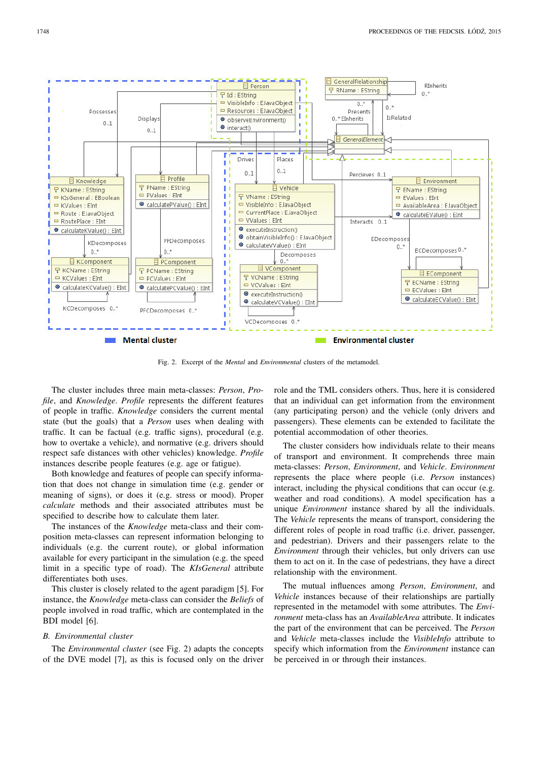Fig. 2. Excerpt of the *Mental* and *Environmental* clusters of the metamodel.

The cluster includes three main meta-classes: *Person*, *Profile*, and *Knowledge*. *Profile* represents the different features of people in traffic. *Knowledge* considers the current mental state (but the goals) that a *Person* uses when dealing with traffic. It can be factual (e.g. traffic signs), procedural (e.g. how to overtake a vehicle), and normative (e.g. drivers should respect safe distances with other vehicles) knowledge. *Profile* instances describe people features (e.g. age or fatigue).

Both knowledge and features of people can specify information that does not change in simulation time (e.g. gender or meaning of signs), or does it (e.g. stress or mood). Proper *calculate* methods and their associated attributes must be specified to describe how to calculate them later.

The instances of the *Knowledge* meta-class and their composition meta-classes can represent information belonging to individuals (e.g. the current route), or global information available for every participant in the simulation (e.g. the speed limit in a specific type of road). The *KIsGeneral* attribute differentiates both uses.

This cluster is closely related to the agent paradigm [5]. For instance, the *Knowledge* meta-class can consider the *Beliefs* of people involved in road traffic, which are contemplated in the BDI model [6].

### B. Environmental cluster

The *Environmental cluster* (see Fig. 2) adapts the concepts of the DVE model [7], as this is focused only on the driver role and the TML considers others. Thus, here it is considered that an individual can get information from the environment (any participating person) and the vehicle (only drivers and passengers). These elements can be extended to facilitate the potential accommodation of other theories.

The cluster considers how individuals relate to their means of transport and environment. It comprehends three main meta-classes: *Person*, *Environment*, and *Vehicle*. *Environment* represents the place where people (i.e. *Person* instances) interact, including the physical conditions that can occur (e.g. weather and road conditions). A model specification has a unique *Environment* instance shared by all the individuals. The *Vehicle* represents the means of transport, considering the different roles of people in road traffic (i.e. driver, passenger, and pedestrian). Drivers and their passengers relate to the *Environment* through their vehicles, but only drivers can use them to act on it. In the case of pedestrians, they have a direct relationship with the environment.

The mutual influences among *Person*, *Environment*, and *Vehicle* instances because of their relationships are partially represented in the metamodel with some attributes. The *Environment* meta-class has an *AvailableArea* attribute. It indicates the part of the environment that can be perceived. The *Person* and *Vehicle* meta-classes include the *VisibleInfo* attribute to specify which information from the *Environment* instance can be perceived in or through their instances.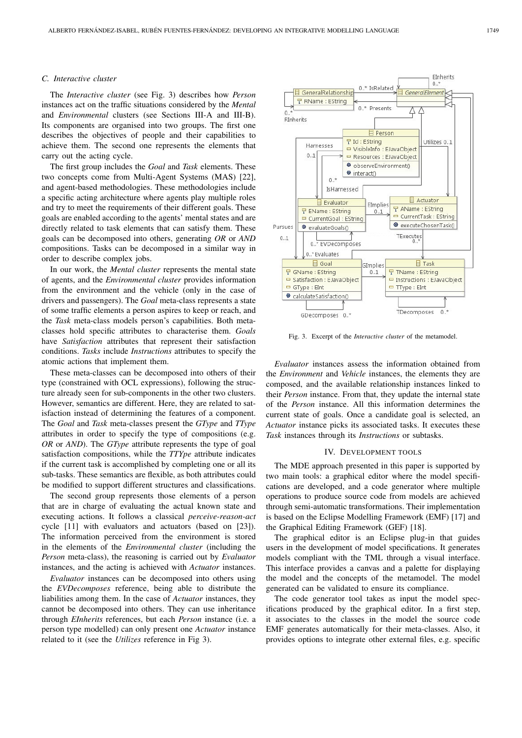### C. Interactive cluster

The *Interactive cluster* (see Fig. 3) describes how *Person* instances act on the traffic situations considered by the *Mental* and *Environmental* clusters (see Sections III-A and III-B). Its components are organised into two groups. The first one describes the objectives of people and their capabilities to achieve them. The second one represents the elements that carry out the acting cycle.

The first group includes the *Goal* and *Task* elements. These two concepts come from Multi-Agent Systems (MAS) [22], and agent-based methodologies. These methodologies include a specific acting architecture where agents play multiple roles and try to meet the requirements of their different goals. These goals are enabled according to the agents' mental states and are directly related to task elements that can satisfy them. These goals can be decomposed into others, generating *OR* or *AND* compositions. Tasks can be decomposed in a similar way in order to describe complex jobs.

In our work, the *Mental cluster* represents the mental state of agents, and the *Environmental cluster* provides information from the environment and the vehicle (only in the case of drivers and passengers). The *Goal* meta-class represents a state of some traffic elements a person aspires to keep or reach, and the *Task* meta-class models person's capabilities. Both meta-classes hold specific attributes to characterise them. *Goals* have *Satisfaction* attributes that represent their satisfaction conditions. *Tasks* include *Instructions* attributes to specify the atomic actions that implement them.

These meta-classes can be decomposed into others of their type (constrained with OCL expressions), following the structure already seen for sub-components in the other two clusters. However, semantics are different. Here, they are related to satisfaction instead of determining the features of a component. The *Goal* and *Task* meta-classes present the *GType* and *TType* attributes in order to specify the type of compositions (e.g. *OR* or *AND*). The *GType* attribute represents the type of goal satisfaction compositions, while the *TTYpe* attribute indicates if the current task is accomplished by completing one or all its sub-tasks. These semantics are flexible, as both attributes could be modified to support different structures and classifications.

The second group represents those elements of a person that are in charge of evaluating the actual known state and executing actions. It follows a classical *perceive-reason-act* cycle [11] with evaluators and actuators (based on [23]). The information perceived from the environment is stored in the elements of the *Environmental cluster* (including the *Person* meta-class), the reasoning is carried out by *Evaluator* instances, and the acting is achieved with *Actuator* instances.

*Evaluator* instances can be decomposed into others using the *EVDecomposes* reference, being able to distribute the liabilities among them. In the case of *Actuator* instances, they cannot be decomposed into others. They can use inheritance through *EInherits* references, but each *Person* instance (i.e. a person type modelled) can only present one *Actuator* instance related to it (see the *Utilizes* reference in Fig 3).

Fig. 3. Excerpt of the *Interactive cluster* of the metamodel.

*Evaluator* instances assess the information obtained from the *Environment* and *Vehicle* instances, the elements they are composed, and the available relationship instances linked to their *Person* instance. From that, they update the internal state of the *Person* instance. All this information determines the current state of goals. Once a candidate goal is selected, an *Actuator* instance picks its associated tasks. It executes these *Task* instances through its *Instructions* or subtasks.

## IV. Development Tools

The MDE approach presented in this paper is supported by two main tools: a graphical editor where the model specifications are developed, and a code generator where multiple operations to produce source code from models are achieved through semi-automatic transformations. Their implementation is based on the Eclipse Modelling Framework (EMF) [17] and the Graphical Editing Framework (GEF) [18].

The graphical editor is an Eclipse plug-in that guides users in the development of model specifications. It generates models compliant with the TML through a visual interface. This interface provides a canvas and a palette for displaying the model and the concepts of the metamodel. The model generated can be validated to ensure its compliance.

The code generator tool takes as input the model specifications produced by the graphical editor. In a first step, it associates to the classes in the model the source code EMF generates automatically for their meta-classes. Also, it provides options to integrate other external files, e.g. specific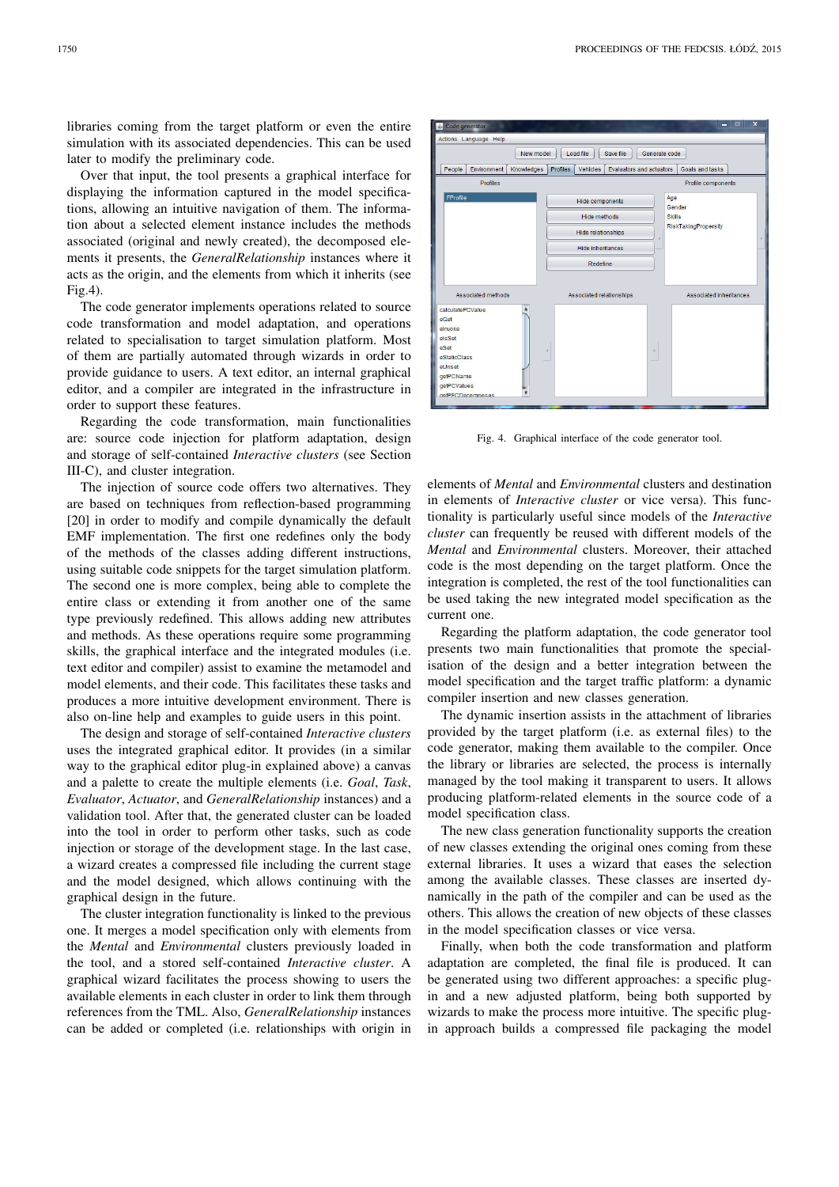libraries coming from the target platform or even the entire simulation with its associated dependencies. This can be used later to modify the preliminary code.

Over that input, the tool presents a graphical interface for displaying the information captured in the model specifications, allowing an intuitive navigation of them. The information about a selected element instance includes the methods associated (original and newly created), the decomposed elements it presents, the *GeneralRelationship* instances where it acts as the origin, and the elements from which it inherits (see Fig.4).

The code generator implements operations related to source code transformation and model adaptation, and operations related to specialisation to target simulation platform. Most of them are partially automated through wizards in order to provide guidance to users. A text editor, an internal graphical editor, and a compiler are integrated in the infrastructure in order to support these features.

Regarding the code transformation, main functionalities are: source code injection for platform adaptation, design and storage of self-contained *Interactive clusters* (see Section III-C), and cluster integration.

The injection of source code offers two alternatives. They are based on techniques from reflection-based programming [20] in order to modify and compile dynamically the default EMF implementation. The first one redefines only the body of the methods of the classes adding different instructions, using suitable code snippets for the target simulation platform. The second one is more complex, being able to complete the entire class or extending it from another one of the same type previously redefined. This allows adding new attributes and methods. As these operations require some programming skills, the graphical interface and the integrated modules (i.e. text editor and compiler) assist to examine the metamodel and model elements, and their code. This facilitates these tasks and produces a more intuitive development environment. There is also on-line help and examples to guide users in this point.

The design and storage of self-contained *Interactive clusters* uses the integrated graphical editor. It provides (in a similar way to the graphical editor plug-in explained above) a canvas and a palette to create the multiple elements (i.e. *Goal*, *Task*, *Evaluator*, *Actuator*, and *GeneralRelationship* instances) and a validation tool. After that, the generated cluster can be loaded into the tool in order to perform other tasks, such as code injection or storage of the development stage. In the last case, a wizard creates a compressed file including the current stage and the model designed, which allows continuing with the graphical design in the future.

The cluster integration functionality is linked to the previous one. It merges a model specification only with elements from the *Mental* and *Environmental* clusters previously loaded in the tool, and a stored self-contained *Interactive cluster*. A graphical wizard facilitates the process showing to users the available elements in each cluster in order to link them through references from the TML. Also, *GeneralRelationship* instances can be added or completed (i.e. relationships with origin in elements of *Mental* and *Environmental* clusters and destination in elements of *Interactive cluster* or vice versa). This functionality is particularly useful since models of the *Interactive cluster* can frequently be reused with different models of the *Mental* and *Environmental* clusters. Moreover, their attached code is the most depending on the target platform. Once the integration is completed, the rest of the tool functionalities can be used taking the new integrated model specification as the current one.

Fig. 4. Graphical interface of the code generator tool.

Regarding the platform adaptation, the code generator tool presents two main functionalities that promote the specialisation of the design and a better integration between the model specification and the target traffic platform: a dynamic compiler insertion and new classes generation.

The dynamic insertion assists in the attachment of libraries provided by the target platform (i.e. as external files) to the code generator, making them available to the compiler. Once the library or libraries are selected, the process is internally managed by the tool making it transparent to users. It allows producing platform-related elements in the source code of a model specification class.

The new class generation functionality supports the creation of new classes extending the original ones coming from these external libraries. It uses a wizard that eases the selection among the available classes. These classes are inserted dynamically in the path of the compiler and can be used as the others. This allows the creation of new objects of these classes in the model specification classes or vice versa.

Finally, when both the code transformation and platform adaptation are completed, the final file is produced. It can be generated using two different approaches: a specific plug-in and a new adjusted platform, being both supported by wizards to make the process more intuitive. The specific plug-in approach builds a compressed file packaging the model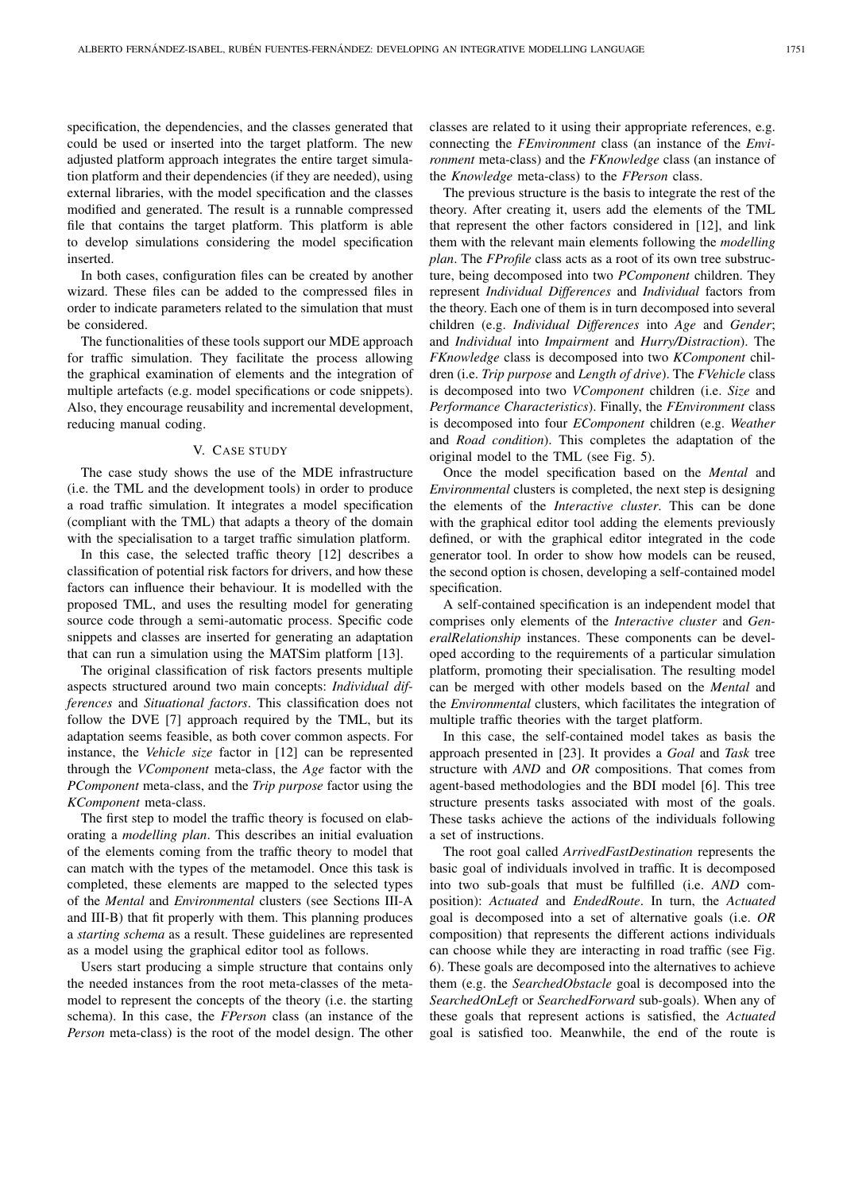specification, the dependencies, and the classes generated that could be used or inserted into the target platform. The new adjusted platform approach integrates the entire target simulation platform and their dependencies (if they are needed), using external libraries, with the model specification and the classes modified and generated. The result is a runnable compressed file that contains the target platform. This platform is able to develop simulations considering the model specification inserted.

In both cases, configuration files can be created by another wizard. These files can be added to the compressed files in order to indicate parameters related to the simulation that must be considered.

The functionalities of these tools support our MDE approach for traffic simulation. They facilitate the process allowing the graphical examination of elements and the integration of multiple artefacts (e.g. model specifications or code snippets). Also, they encourage reusability and incremental development, reducing manual coding.

## V. Case study

The case study shows the use of the MDE infrastructure (i.e. the TML and the development tools) in order to produce a road traffic simulation. It integrates a model specification (compliant with the TML) that adapts a theory of the domain with the specialisation to a target traffic simulation platform.

In this case, the selected traffic theory [12] describes a classification of potential risk factors for drivers, and how these factors can influence their behaviour. It is modelled with the proposed TML, and uses the resulting model for generating source code through a semi-automatic process. Specific code snippets and classes are inserted for generating an adaptation that can run a simulation using the MATSim platform [13].

The original classification of risk factors presents multiple aspects structured around two main concepts: *Individual differences* and *Situational factors*. This classification does not follow the DVE [7] approach required by the TML, but its adaptation seems feasible, as both cover common aspects. For instance, the *Vehicle size* factor in [12] can be represented through the *VComponent* meta-class, the *Age* factor with the *PComponent* meta-class, and the *Trip purpose* factor using the *KComponent* meta-class.

The first step to model the traffic theory is focused on elaborating a *modelling plan*. This describes an initial evaluation of the elements coming from the traffic theory to model that can match with the types of the metamodel. Once this task is completed, these elements are mapped to the selected types of the *Mental* and *Environmental* clusters (see Sections III-A and III-B) that fit properly with them. This planning produces a *starting schema* as a result. These guidelines are represented as a model using the graphical editor tool as follows.

Users start producing a simple structure that contains only the needed instances from the root meta-classes of the metamodel to represent the concepts of the theory (i.e. the starting schema). In this case, the *FPerson* class (an instance of the *Person* meta-class) is the root of the model design. The other classes are related to it using their appropriate references, e.g. connecting the *FEnvironment* class (an instance of the *Environment* meta-class) and the *FKnowledge* class (an instance of the *Knowledge* meta-class) to the *FPerson* class.

The previous structure is the basis to integrate the rest of the theory. After creating it, users add the elements of the TML that represent the other factors considered in [12], and link them with the relevant main elements following the *modelling plan*. The *FProfile* class acts as a root of its own tree substructure, being decomposed into two *PComponent* children. They represent *Individual Differences* and *Individual* factors from the theory. Each one of them is in turn decomposed into several children (e.g. *Individual Differences* into *Age* and *Gender*; and *Individual* into *Impairment* and *Hurry/Distraction*). The *FKnowledge* class is decomposed into two *KComponent* children (i.e. *Trip purpose* and *Length of drive*). The *FVehicle* class is decomposed into two *VComponent* children (i.e. *Size* and *Performance Characteristics*). Finally, the *FEnvironment* class is decomposed into four *EComponent* children (e.g. *Weather* and *Road condition*). This completes the adaptation of the original model to the TML (see Fig. 5).

Once the model specification based on the *Mental* and *Environmental* clusters is completed, the next step is designing the elements of the *Interactive cluster*. This can be done with the graphical editor tool adding the elements previously defined, or with the graphical editor integrated in the code generator tool. In order to show how models can be reused, the second option is chosen, developing a self-contained model specification.

A self-contained specification is an independent model that comprises only elements of the *Interactive cluster* and *GeneralRelationship* instances. These components can be developed according to the requirements of a particular simulation platform, promoting their specialisation. The resulting model can be merged with other models based on the *Mental* and the *Environmental* clusters, which facilitates the integration of multiple traffic theories with the target platform.

In this case, the self-contained model takes as basis the approach presented in [23]. It provides a *Goal* and *Task* tree structure with *AND* and *OR* compositions. That comes from agent-based methodologies and the BDI model [6]. This tree structure presents tasks associated with most of the goals. These tasks achieve the actions of the individuals following a set of instructions.

The root goal called *ArrivedFastDestination* represents the basic goal of individuals involved in traffic. It is decomposed into two sub-goals that must be fulfilled (i.e. *AND* composition): *Actuated* and *EndedRoute*. In turn, the *Actuated* goal is decomposed into a set of alternative goals (i.e. *OR* composition) that represents the different actions individuals can choose while they are interacting in road traffic (see Fig. 6). These goals are decomposed into the alternatives to achieve them (e.g. the *SearchedObstacle* goal is decomposed into the *SearchedOnLeft* or *SearchedForward* sub-goals). When any of these goals that represent actions is satisfied, the *Actuated* goal is satisfied too. Meanwhile, the end of the route is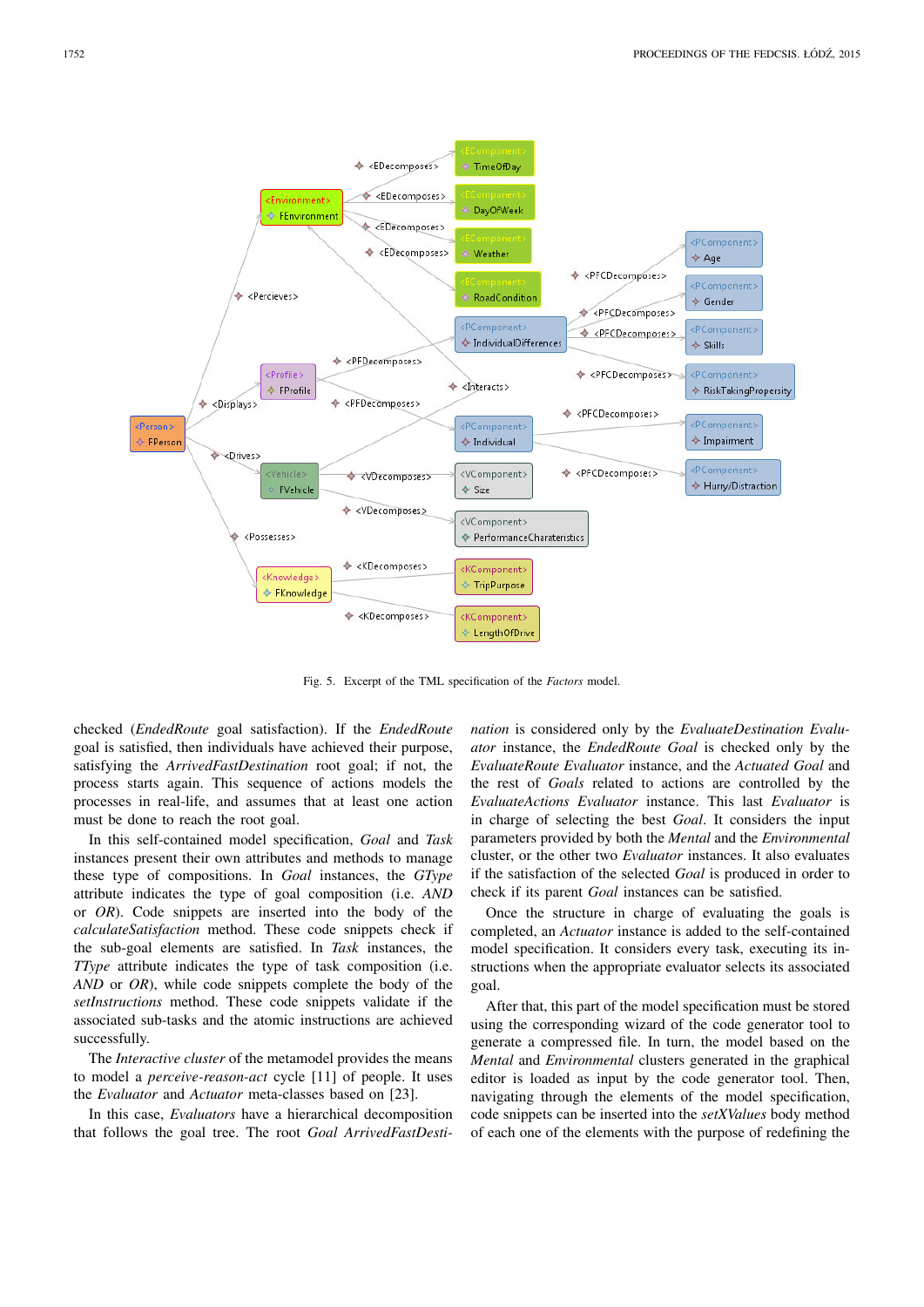Fig. 5. Excerpt of the TML specification of the *Factors* model.

checked (*EndedRoute* goal satisfaction). If the *EndedRoute* goal is satisfied, then individuals have achieved their purpose, satisfying the *ArrivedFastDestination* root goal; if not, the process starts again. This sequence of actions models the processes in real-life, and assumes that at least one action must be done to reach the root goal.

In this self-contained model specification, *Goal* and *Task* instances present their own attributes and methods to manage these type of compositions. In *Goal* instances, the *GType* attribute indicates the type of goal composition (i.e. *AND* or *OR*). Code snippets are inserted into the body of the *calculateSatisfaction* method. These code snippets check if the sub-goal elements are satisfied. In *Task* instances, the *TType* attribute indicates the type of task composition (i.e. *AND* or *OR*), while code snippets complete the body of the *setInstructions* method. These code snippets validate if the associated sub-tasks and the atomic instructions are achieved successfully.

The *Interactive cluster* of the metamodel provides the means to model a *perceive-reason-act* cycle [11] of people. It uses the *Evaluator* and *Actuator* meta-classes based on [23].

In this case, *Evaluators* have a hierarchical decomposition that follows the goal tree. The root *Goal ArrivedFastDestination* is considered only by the *EvaluateDestination Evaluator* instance, the *EndedRoute Goal* is checked only by the *EvaluateRoute Evaluator* instance, and the *Actuated Goal* and the rest of *Goals* related to actions are controlled by the *EvaluateActions Evaluator* instance. This last *Evaluator* is in charge of selecting the best *Goal*. It considers the input parameters provided by both the *Mental* and the *Environmental* cluster, or the other two *Evaluator* instances. It also evaluates if the satisfaction of the selected *Goal* is produced in order to check if its parent *Goal* instances can be satisfied.

Once the structure in charge of evaluating the goals is completed, an *Actuator* instance is added to the self-contained model specification. It considers every task, executing its instructions when the appropriate evaluator selects its associated goal.

After that, this part of the model specification must be stored using the corresponding wizard of the code generator tool to generate a compressed file. In turn, the model based on the *Mental* and *Environmental* clusters generated in the graphical editor is loaded as input by the code generator tool. Then, navigating through the elements of the model specification, code snippets can be inserted into the *setXValues* body method of each one of the elements with the purpose of redefining the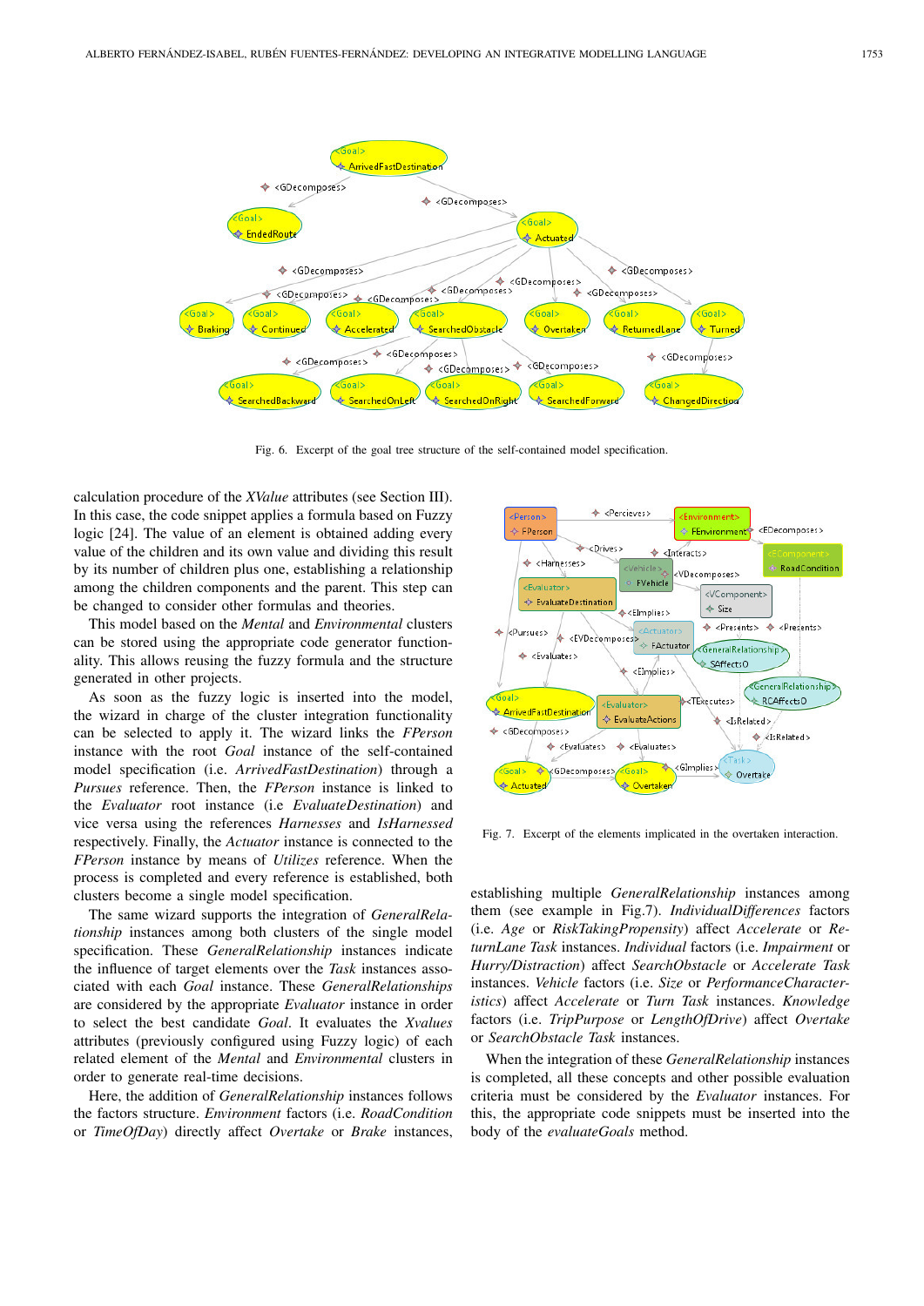Fig. 6. Excerpt of the goal tree structure of the self-contained model specification.

calculation procedure of the *XValue* attributes (see Section III). In this case, the code snippet applies a formula based on Fuzzy logic [24]. The value of an element is obtained adding every value of the children and its own value and dividing this result by its number of children plus one, establishing a relationship among the children components and the parent. This step can be changed to consider other formulas and theories.

This model based on the *Mental* and *Environmental* clusters can be stored using the appropriate code generator functionality. This allows reusing the fuzzy formula and the structure generated in other projects.

As soon as the fuzzy logic is inserted into the model, the wizard in charge of the cluster integration functionality can be selected to apply it. The wizard links the *FPerson* instance with the root *Goal* instance of the self-contained model specification (i.e. *ArrivedFastDestination*) through a *Pursues* reference. Then, the *FPerson* instance is linked to the *Evaluator* root instance (i.e *EvaluateDestination*) and vice versa using the references *Harnesses* and *IsHarnessed* respectively. Finally, the *Actuator* instance is connected to the *FPerson* instance by means of *Utilizes* reference. When the process is completed and every reference is established, both clusters become a single model specification.

The same wizard supports the integration of *GeneralRelationship* instances among both clusters of the single model specification. These *GeneralRelationship* instances indicate the influence of target elements over the *Task* instances associated with each *Goal* instance. These *GeneralRelationships* are considered by the appropriate *Evaluator* instance in order to select the best candidate *Goal*. It evaluates the *Xvalues* attributes (previously configured using Fuzzy logic) of each related element of the *Mental* and *Environmental* clusters in order to generate real-time decisions.

Here, the addition of *GeneralRelationship* instances follows the factors structure. *Environment* factors (i.e. *RoadCondition* or *TimeOfDay*) directly affect *Overtake* or *Brake* instances, establishing multiple *GeneralRelationship* instances among them (see example in Fig.7). *IndividualDifferences* factors (i.e. *Age* or *RiskTakingPropensity*) affect *Accelerate* or *ReturnLane Task* instances. *Individual* factors (i.e. *Impairment* or *Hurry/Distraction*) affect *SearchObstacle* or *Accelerate Task* instances. *Vehicle* factors (i.e. *Size* or *PerformanceCharacteristics*) affect *Accelerate* or *Turn Task* instances. *Knowledge* factors (i.e. *TripPurpose* or *LengthOfDrive*) affect *Overtake* or *SearchObstacle Task* instances.

Fig. 7. Excerpt of the elements implicated in the overtaken interaction.

When the integration of these *GeneralRelationship* instances is completed, all these concepts and other possible evaluation criteria must be considered by the *Evaluator* instances. For this, the appropriate code snippets must be inserted into the body of the *evaluateGoals* method.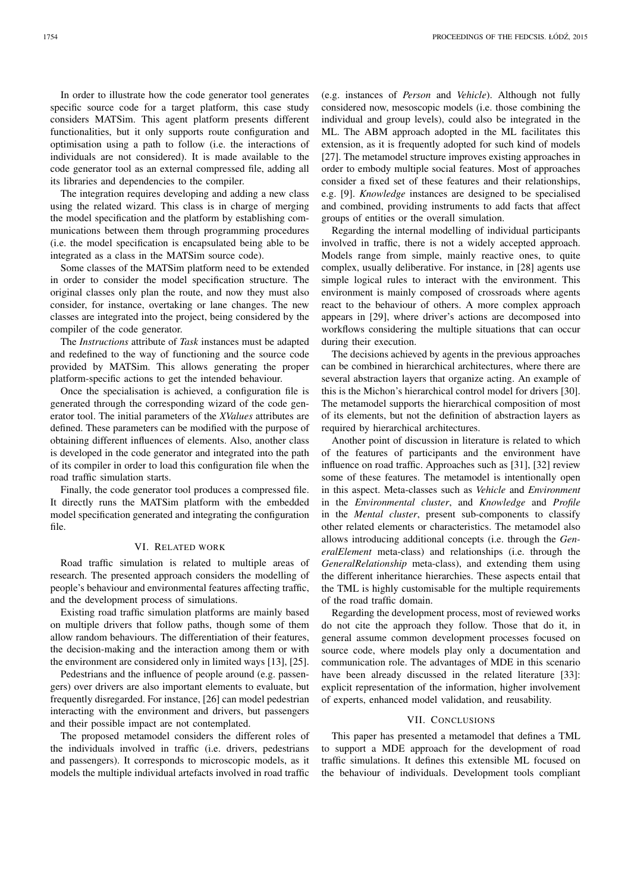In order to illustrate how the code generator tool generates specific source code for a target platform, this case study considers MATSim. This agent platform presents different functionalities, but it only supports route configuration and optimisation using a path to follow (i.e. the interactions of individuals are not considered). It is made available to the code generator tool as an external compressed file, adding all its libraries and dependencies to the compiler.

The integration requires developing and adding a new class using the related wizard. This class is in charge of merging the model specification and the platform by establishing communications between them through programming procedures (i.e. the model specification is encapsulated being able to be integrated as a class in the MATSim source code).

Some classes of the MATSim platform need to be extended in order to consider the model specification structure. The original classes only plan the route, and now they must also consider, for instance, overtaking or lane changes. The new classes are integrated into the project, being considered by the compiler of the code generator.

The *Instructions* attribute of *Task* instances must be adapted and redefined to the way of functioning and the source code provided by MATSim. This allows generating the proper platform-specific actions to get the intended behaviour.

Once the specialisation is achieved, a configuration file is generated through the corresponding wizard of the code generator tool. The initial parameters of the *XValues* attributes are defined. These parameters can be modified with the purpose of obtaining different influences of elements. Also, another class is developed in the code generator and integrated into the path of its compiler in order to load this configuration file when the road traffic simulation starts.

Finally, the code generator tool produces a compressed file. It directly runs the MATSim platform with the embedded model specification generated and integrating the configuration file.

## VI. Related work

Road traffic simulation is related to multiple areas of research. The presented approach considers the modelling of people's behaviour and environmental features affecting traffic, and the development process of simulations.

Existing road traffic simulation platforms are mainly based on multiple drivers that follow paths, though some of them allow random behaviours. The differentiation of their features, the decision-making and the interaction among them or with the environment are considered only in limited ways [13], [25].

Pedestrians and the influence of people around (e.g. passengers) over drivers are also important elements to evaluate, but frequently disregarded. For instance, [26] can model pedestrian interacting with the environment and drivers, but passengers and their possible impact are not contemplated.

The proposed metamodel considers the different roles of the individuals involved in traffic (i.e. drivers, pedestrians and passengers). It corresponds to microscopic models, as it models the multiple individual artefacts involved in road traffic (e.g. instances of *Person* and *Vehicle*). Although not fully considered now, mesoscopic models (i.e. those combining the individual and group levels), could also be integrated in the ML. The ABM approach adopted in the ML facilitates this extension, as it is frequently adopted for such kind of models [27]. The metamodel structure improves existing approaches in order to embody multiple social features. Most of approaches consider a fixed set of these features and their relationships, e.g. [9]. *Knowledge* instances are designed to be specialised and combined, providing instruments to add facts that affect groups of entities or the overall simulation.

Regarding the internal modelling of individual participants involved in traffic, there is not a widely accepted approach. Models range from simple, mainly reactive ones, to quite complex, usually deliberative. For instance, in [28] agents use simple logical rules to interact with the environment. This environment is mainly composed of crossroads where agents react to the behaviour of others. A more complex approach appears in [29], where driver's actions are decomposed into workflows considering the multiple situations that can occur during their execution.

The decisions achieved by agents in the previous approaches can be combined in hierarchical architectures, where there are several abstraction layers that organize acting. An example of this is the Michon's hierarchical control model for drivers [30]. The metamodel supports the hierarchical composition of most of its elements, but not the definition of abstraction layers as required by hierarchical architectures.

Another point of discussion in literature is related to which of the features of participants and the environment have influence on road traffic. Approaches such as [31], [32] review some of these features. The metamodel is intentionally open in this aspect. Meta-classes such as *Vehicle* and *Environment* in the *Environmental cluster*, and *Knowledge* and *Profile* in the *Mental cluster*, present sub-components to classify other related elements or characteristics. The metamodel also allows introducing additional concepts (i.e. through the *GeneralElement* meta-class) and relationships (i.e. through the *GeneralRelationship* meta-class), and extending them using the different inheritance hierarchies. These aspects entail that the TML is highly customisable for the multiple requirements of the road traffic domain.

Regarding the development process, most of reviewed works do not cite the approach they follow. Those that do it, in general assume common development processes focused on source code, where models play only a documentation and communication role. The advantages of MDE in this scenario have been already discussed in the related literature [33]: explicit representation of the information, higher involvement of experts, enhanced model validation, and reusability.

## VII. Conclusions

This paper has presented a metamodel that defines a TML to support a MDE approach for the development of road traffic simulations. It defines this extensible ML focused on the behaviour of individuals. Development tools compliant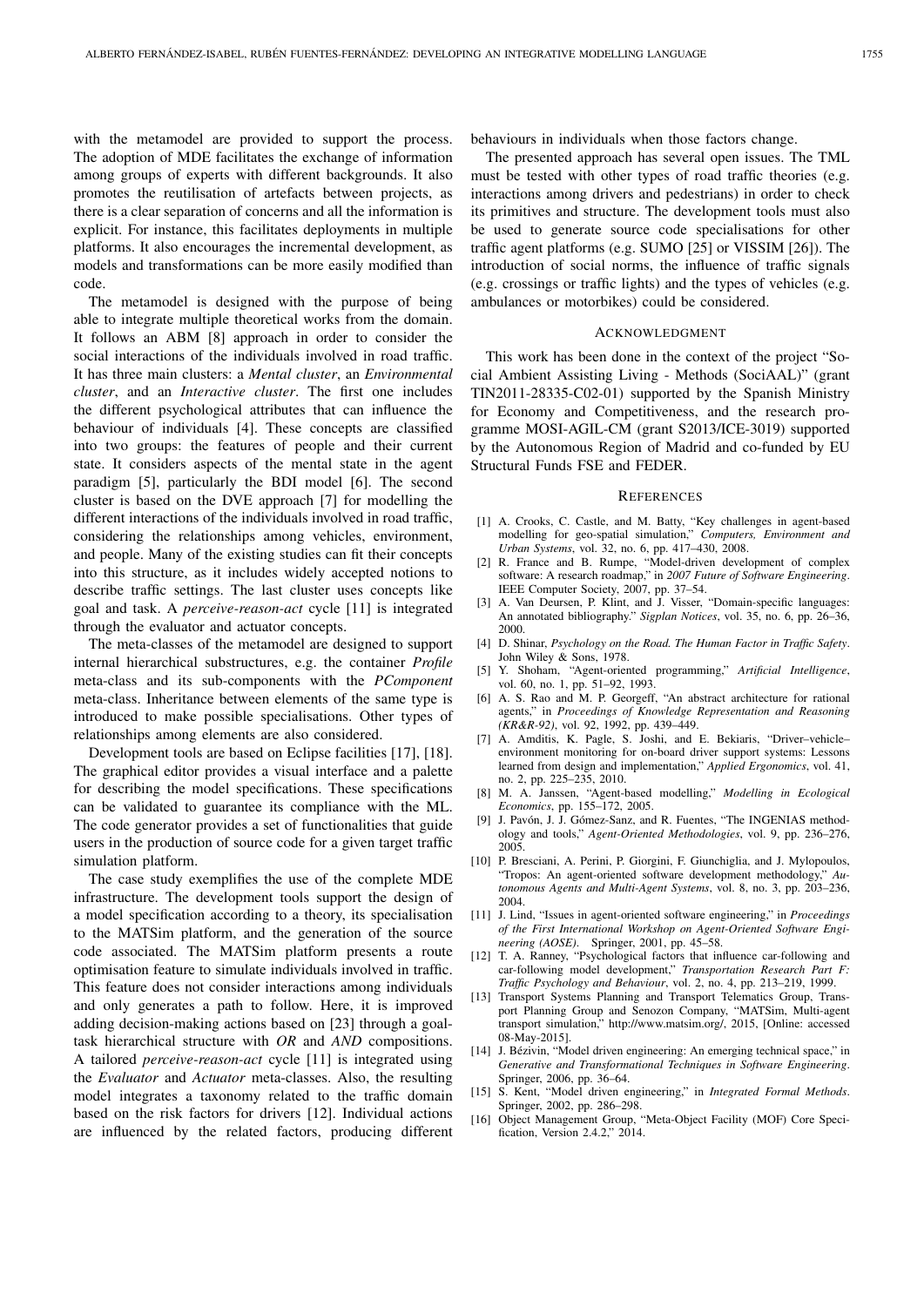with the metamodel are provided to support the process. The adoption of MDE facilitates the exchange of information among groups of experts with different backgrounds. It also promotes the reutilisation of artefacts between projects, as there is a clear separation of concerns and all the information is explicit. For instance, this facilitates deployments in multiple platforms. It also encourages the incremental development, as models and transformations can be more easily modified than code.

The metamodel is designed with the purpose of being able to integrate multiple theoretical works from the domain. It follows an ABM [8] approach in order to consider the social interactions of the individuals involved in road traffic. It has three main clusters: a *Mental cluster*, an *Environmental cluster*, and an *Interactive cluster*. The first one includes the different psychological attributes that can influence the behaviour of individuals [4]. These concepts are classified into two groups: the features of people and their current state. It considers aspects of the mental state in the agent paradigm [5], particularly the BDI model [6]. The second cluster is based on the DVE approach [7] for modelling the different interactions of the individuals involved in road traffic, considering the relationships among vehicles, environment, and people. Many of the existing studies can fit their concepts into this structure, as it includes widely accepted notions to describe traffic settings. The last cluster uses concepts like goal and task. A *perceive-reason-act* cycle [11] is integrated through the evaluator and actuator concepts.

The meta-classes of the metamodel are designed to support internal hierarchical substructures, e.g. the container *Profile* meta-class and its sub-components with the *PComponent* meta-class. Inheritance between elements of the same type is introduced to make possible specialisations. Other types of relationships among elements are also considered.

Development tools are based on Eclipse facilities [17], [18]. The graphical editor provides a visual interface and a palette for describing the model specifications. These specifications can be validated to guarantee its compliance with the ML. The code generator provides a set of functionalities that guide users in the production of source code for a given target traffic simulation platform.

The case study exemplifies the use of the complete MDE infrastructure. The development tools support the design of a model specification according to a theory, its specialisation to the MATSim platform, and the generation of the source code associated. The MATSim platform presents a route optimisation feature to simulate individuals involved in traffic. This feature does not consider interactions among individuals and only generates a path to follow. Here, it is improved adding decision-making actions based on [23] through a goal-task hierarchical structure with *OR* and *AND* compositions. A tailored *perceive-reason-act* cycle [11] is integrated using the *Evaluator* and *Actuator* meta-classes. Also, the resulting model integrates a taxonomy related to the traffic domain based on the risk factors for drivers [12]. Individual actions are influenced by the related factors, producing different behaviours in individuals when those factors change.

The presented approach has several open issues. The TML must be tested with other types of road traffic theories (e.g. interactions among drivers and pedestrians) in order to check its primitives and structure. The development tools must also be used to generate source code specialisations for other traffic agent platforms (e.g. SUMO [25] or VISSIM [26]). The introduction of social norms, the influence of traffic signals (e.g. crossings or traffic lights) and the types of vehicles (e.g. ambulances or motorbikes) could be considered.

## ACKNOWLEDGMENT

This work has been done in the context of the project "Social Ambient Assisting Living - Methods (SociAAL)" (grant TIN2011-28335-C02-01) supported by the Spanish Ministry for Economy and Competitiveness, and the research programme MOSI-AGIL-CM (grant S2013/ICE-3019) supported by the Autonomous Region of Madrid and co-funded by EU Structural Funds FSE and FEDER.

## REFERENCES

[1] A. Crooks, C. Castle, and M. Batty, "Key challenges in agent-based modelling for geo-spatial simulation," *Computers, Environment and Urban Systems*, vol. 32, no. 6, pp. 417–430, 2008.

[2] R. France and B. Rumpe, "Model-driven development of complex software: A research roadmap," in *2007 Future of Software Engineering*. IEEE Computer Society, 2007, pp. 37–54.

[3] A. Van Deursen, P. Klint, and J. Visser, "Domain-specific languages: An annotated bibliography." *Sigplan Notices*, vol. 35, no. 6, pp. 26–36, 2000.

[4] D. Shinar, *Psychology on the Road. The Human Factor in Traffic Safety*. John Wiley & Sons, 1978.

[5] Y. Shoham, "Agent-oriented programming," *Artificial Intelligence*, vol. 60, no. 1, pp. 51–92, 1993.

[6] A. S. Rao and M. P. Georgeff, "An abstract architecture for rational agents," in *Proceedings of Knowledge Representation and Reasoning (KR&R-92)*, vol. 92, 1992, pp. 439–449.

[7] A. Amditis, K. Pagle, S. Joshi, and E. Bekiaris, "Driver–vehicle–environment monitoring for on-board driver support systems: Lessons learned from design and implementation," *Applied Ergonomics*, vol. 41, no. 2, pp. 225–235, 2010.

[8] M. A. Janssen, "Agent-based modelling," *Modelling in Ecological Economics*, pp. 155–172, 2005.

[9] J. Pavón, J. J. Gómez-Sanz, and R. Fuentes, "The INGENIAS methodology and tools," *Agent-Oriented Methodologies*, vol. 9, pp. 236–276, 2005.

[10] P. Bresciani, A. Perini, P. Giorgini, F. Giunchiglia, and J. Mylopoulos, "Tropos: An agent-oriented software development methodology," *Autonomous Agents and Multi-Agent Systems*, vol. 8, no. 3, pp. 203–236, 2004.

[11] J. Lind, "Issues in agent-oriented software engineering," in *Proceedings of the First International Workshop on Agent-Oriented Software Engineering (AOSE)*. Springer, 2001, pp. 45–58.

[12] T. A. Ranney, "Psychological factors that influence car-following and car-following model development," *Transportation Research Part F: Traffic Psychology and Behaviour*, vol. 2, no. 4, pp. 213–219, 1999.

[13] Transport Systems Planning and Transport Telematics Group, Transport Planning Group and Senozon Company, "MATSim, Multi-agent transport simulation," http://www.matsim.org/, 2015, [Online: accessed 08-May-2015].

[14] J. Bézivin, "Model driven engineering: An emerging technical space," in *Generative and Transformational Techniques in Software Engineering*. Springer, 2006, pp. 36–64.

[15] S. Kent, "Model driven engineering," in *Integrated Formal Methods*. Springer, 2002, pp. 286–298.

[16] Object Management Group, "Meta-Object Facility (MOF) Core Specification, Version 2.4.2," 2014.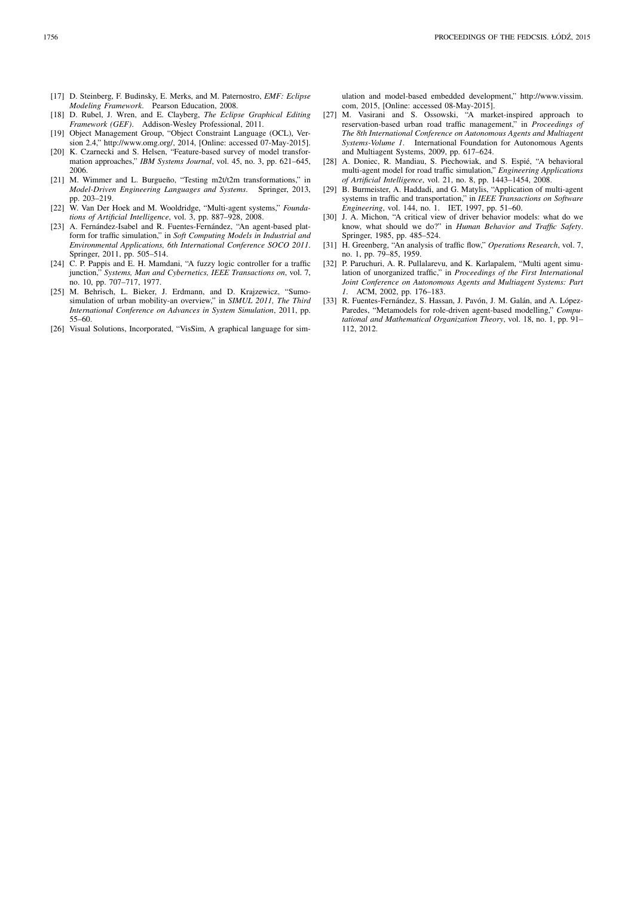[17] D. Steinberg, F. Budinsky, E. Merks, and M. Paternostro, *EMF: Eclipse Modeling Framework*. Pearson Education, 2008.

[18] D. Rubel, J. Wren, and E. Clayberg, *The Eclipse Graphical Editing Framework (GEF)*. Addison-Wesley Professional, 2011.

[19] Object Management Group, "Object Constraint Language (OCL), Version 2.4," http://www.omg.org/, 2014, [Online: accessed 07-May-2015].

[20] K. Czarnecki and S. Helsen, "Feature-based survey of model transformation approaches," *IBM Systems Journal*, vol. 45, no. 3, pp. 621–645, 2006.

[21] M. Wimmer and L. Burgueño, "Testing m2t/t2m transformations," in *Model-Driven Engineering Languages and Systems*. Springer, 2013, pp. 203–219.

[22] W. Van Der Hoek and M. Wooldridge, "Multi-agent systems," *Foundations of Artificial Intelligence*, vol. 3, pp. 887–928, 2008.

[23] A. Fernández-Isabel and R. Fuentes-Fernández, "An agent-based platform for traffic simulation," in *Soft Computing Models in Industrial and Environmental Applications, 6th International Conference SOCO 2011*. Springer, 2011, pp. 505–514.

[24] C. P. Pappis and E. H. Mamdani, "A fuzzy logic controller for a traffic junction," *Systems, Man and Cybernetics, IEEE Transactions on*, vol. 7, no. 10, pp. 707–717, 1977.

[25] M. Behrisch, L. Bieker, J. Erdmann, and D. Krajzewicz, "Sumo-simulation of urban mobility-an overview," in *SIMUL 2011, The Third International Conference on Advances in System Simulation*, 2011, pp. 55–60.

[26] Visual Solutions, Incorporated, "VisSim, A graphical language for simulation and model-based embedded development," http://www.vissim.com, 2015, [Online: accessed 08-May-2015].

[27] M. Vasirani and S. Ossowski, "A market-inspired approach to reservation-based urban road traffic management," in *Proceedings of The 8th International Conference on Autonomous Agents and Multiagent Systems-Volume 1*. International Foundation for Autonomous Agents and Multiagent Systems, 2009, pp. 617–624.

[28] A. Doniec, R. Mandiau, S. Piechowiak, and S. Espié, "A behavioral multi-agent model for road traffic simulation," *Engineering Applications of Artificial Intelligence*, vol. 21, no. 8, pp. 1443–1454, 2008.

[29] B. Burmeister, A. Haddadi, and G. Matylis, "Application of multi-agent systems in traffic and transportation," in *IEEE Transactions on Software Engineering*, vol. 144, no. 1. IET, 1997, pp. 51–60.

[30] J. A. Michon, "A critical view of driver behavior models: what do we know, what should we do?" in *Human Behavior and Traffic Safety*. Springer, 1985, pp. 485–524.

[31] H. Greenberg, "An analysis of traffic flow," *Operations Research*, vol. 7, no. 1, pp. 79–85, 1959.

[32] P. Paruchuri, A. R. Pullalarevu, and K. Karlapalem, "Multi agent simulation of unorganized traffic," in *Proceedings of the First International Joint Conference on Autonomous Agents and Multiagent Systems: Part 1*. ACM, 2002, pp. 176–183.

[33] R. Fuentes-Fernández, S. Hassan, J. Pavón, J. M. Galán, and A. López-Paredes, "Metamodels for role-driven agent-based modelling," *Computational and Mathematical Organization Theory*, vol. 18, no. 1, pp. 91–112, 2012.